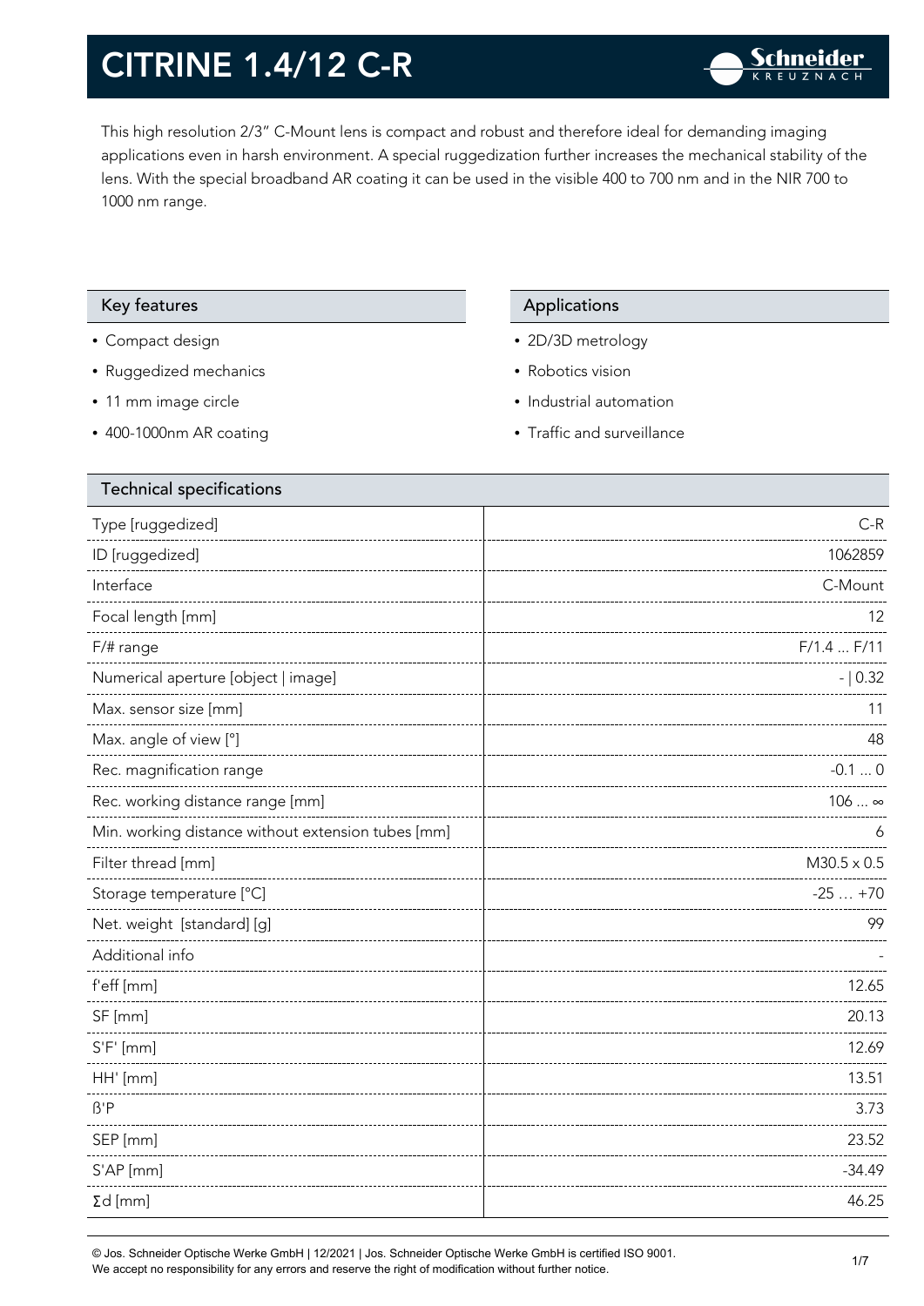# CITRINE 1.4/12 C-R

This high resolution 2/3" C-Mount lens is compact and robust and therefore ideal for demanding imaging applications even in harsh environment. A special ruggedization further increases the mechanical stability of the lens. With the special broadband AR coating it can be used in the visible 400 to 700 nm and in the NIR 700 to 1000 nm range.

## Key features

- Compact design
- Ruggedized mechanics
- 11 mm image circle
- 400-1000nm AR coating

## Applications

- 2D/3D metrology
- Robotics vision
- Industrial automation
- Traffic and surveillance

## Technical specifications

| Parameter | Value |
|---|---|
| Type [ruggedized] | C-R |
| ID [ruggedized] | 1062859 |
| Interface | C-Mount |
| Focal length [mm] | 12 |
| F/# range | F/1.4 ... F/11 |
| Numerical aperture [object \| image] | - \| 0.32 |
| Max. sensor size [mm] | 11 |
| Max. angle of view [°] | 48 |
| Rec. magnification range | -0.1 ... 0 |
| Rec. working distance range [mm] | 106 ... ∞ |
| Min. working distance without extension tubes [mm] | 6 |
| Filter thread [mm] | M30.5 x 0.5 |
| Storage temperature [°C] | -25 … +70 |
| Net. weight [standard] [g] | 99 |
| Additional info | - |
| f'eff [mm] | 12.65 |
| SF [mm] | 20.13 |
| S'F' [mm] | 12.69 |
| HH' [mm] | 13.51 |
| ß'P | 3.73 |
| SEP [mm] | 23.52 |
| S'AP [mm] | -34.49 |
| Σd [mm] | 46.25 |

© Jos. Schneider Optische Werke GmbH | 12/2021 | Jos. Schneider Optische Werke GmbH is certified ISO 9001.
We accept no responsibility for any errors and reserve the right of modification without further notice.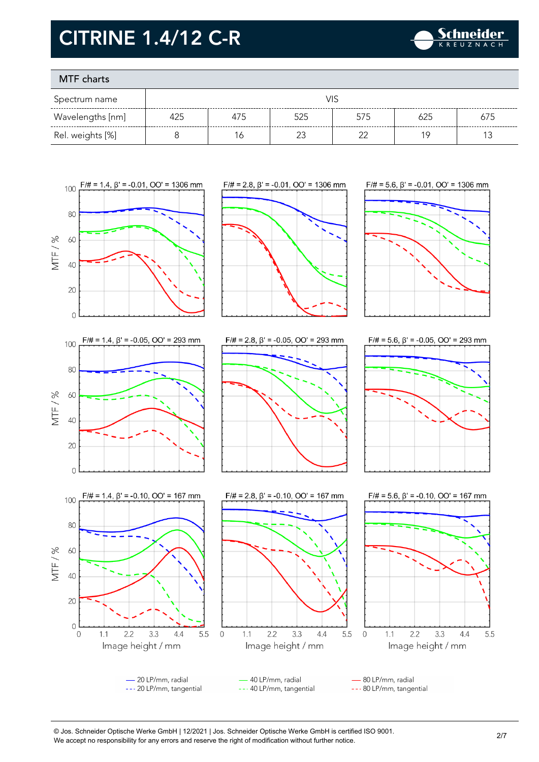# CITRINE 1.4/12 C-R

## MTF charts

| Spectrum name | VIS | | | | | |
|---|---|---|---|---|---|---|
| Wavelengths [nm] | 425 | 475 | 525 | 575 | 625 | 675 |
| Rel. weights [%] | 8 | 16 | 23 | 22 | 19 | 13 |

F/# = 1.4, β' = -0.01, OO' = 1306 mm

F/# = 2.8, β' = -0.01, OO' = 1306 mm

F/# = 5.6, β' = -0.01, OO' = 1306 mm

F/# = 1.4, β' = -0.05, OO' = 293 mm

F/# = 2.8, β' = -0.05, OO' = 293 mm

F/# = 5.6, β' = -0.05, OO' = 293 mm

F/# = 1.4, β' = -0.10, OO' = 167 mm

F/# = 2.8, β' = -0.10, OO' = 167 mm

F/# = 5.6, β' = -0.10, OO' = 167 mm

MTF / %

Image height / mm

— 20 LP/mm, radial
--- 20 LP/mm, tangential
— 40 LP/mm, radial
--- 40 LP/mm, tangential
— 80 LP/mm, radial
--- 80 LP/mm, tangential

© Jos. Schneider Optische Werke GmbH | 12/2021 | Jos. Schneider Optische Werke GmbH is certified ISO 9001.
We accept no responsibility for any errors and reserve the right of modification without further notice.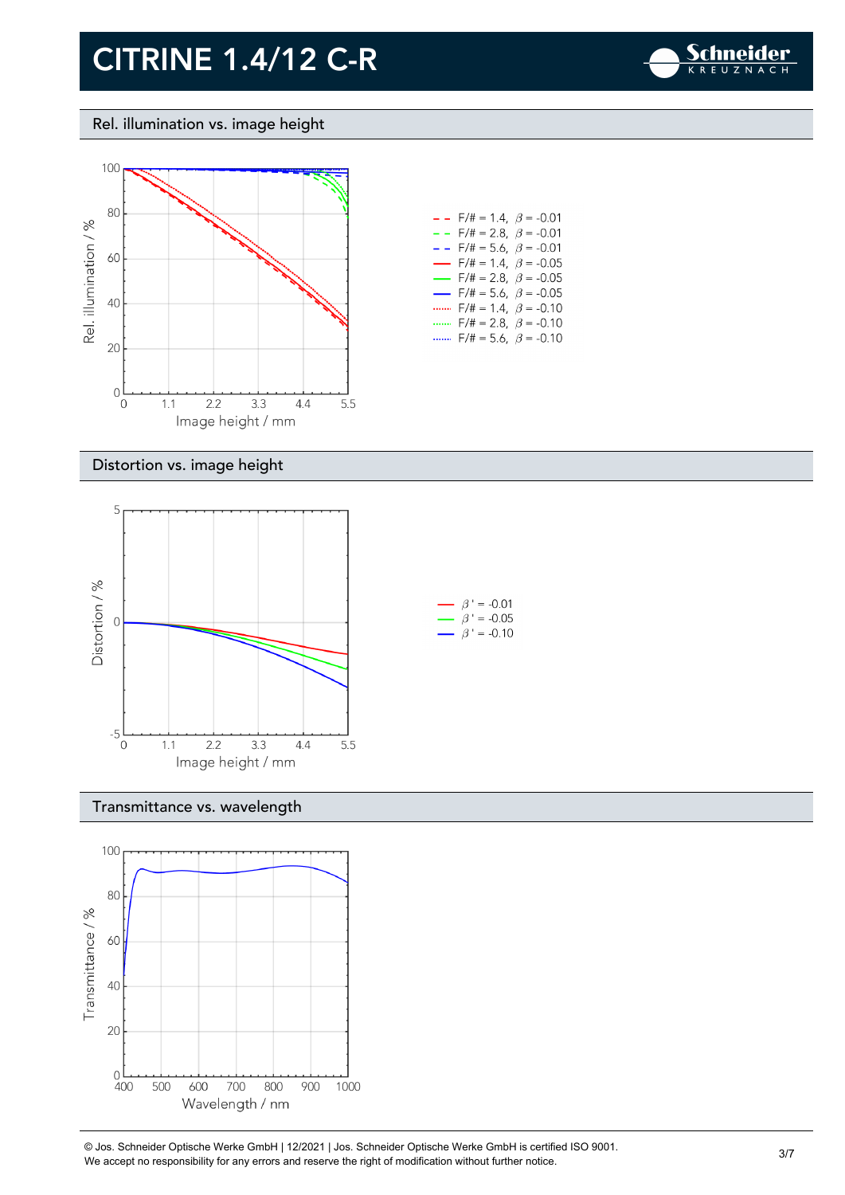# CITRINE 1.4/12 C-R

## Rel. illumination vs. image height

Rel. illumination / %

Image height / mm

- F/# = 1.4, $\beta$ = -0.01
- F/# = 2.8, $\beta$ = -0.01
- F/# = 5.6, $\beta$ = -0.01
- F/# = 1.4, $\beta$ = -0.05
- F/# = 2.8, $\beta$ = -0.05
- F/# = 5.6, $\beta$ = -0.05
- F/# = 1.4, $\beta$ = -0.10
- F/# = 2.8, $\beta$ = -0.10
- F/# = 5.6, $\beta$ = -0.10

## Distortion vs. image height

Distortion / %

Image height / mm

- $\beta'$ = -0.01
- $\beta'$ = -0.05
- $\beta'$ = -0.10

## Transmittance vs. wavelength

Transmittance / %

Wavelength / nm

© Jos. Schneider Optische Werke GmbH | 12/2021 | Jos. Schneider Optische Werke GmbH is certified ISO 9001.
We accept no responsibility for any errors and reserve the right of modification without further notice.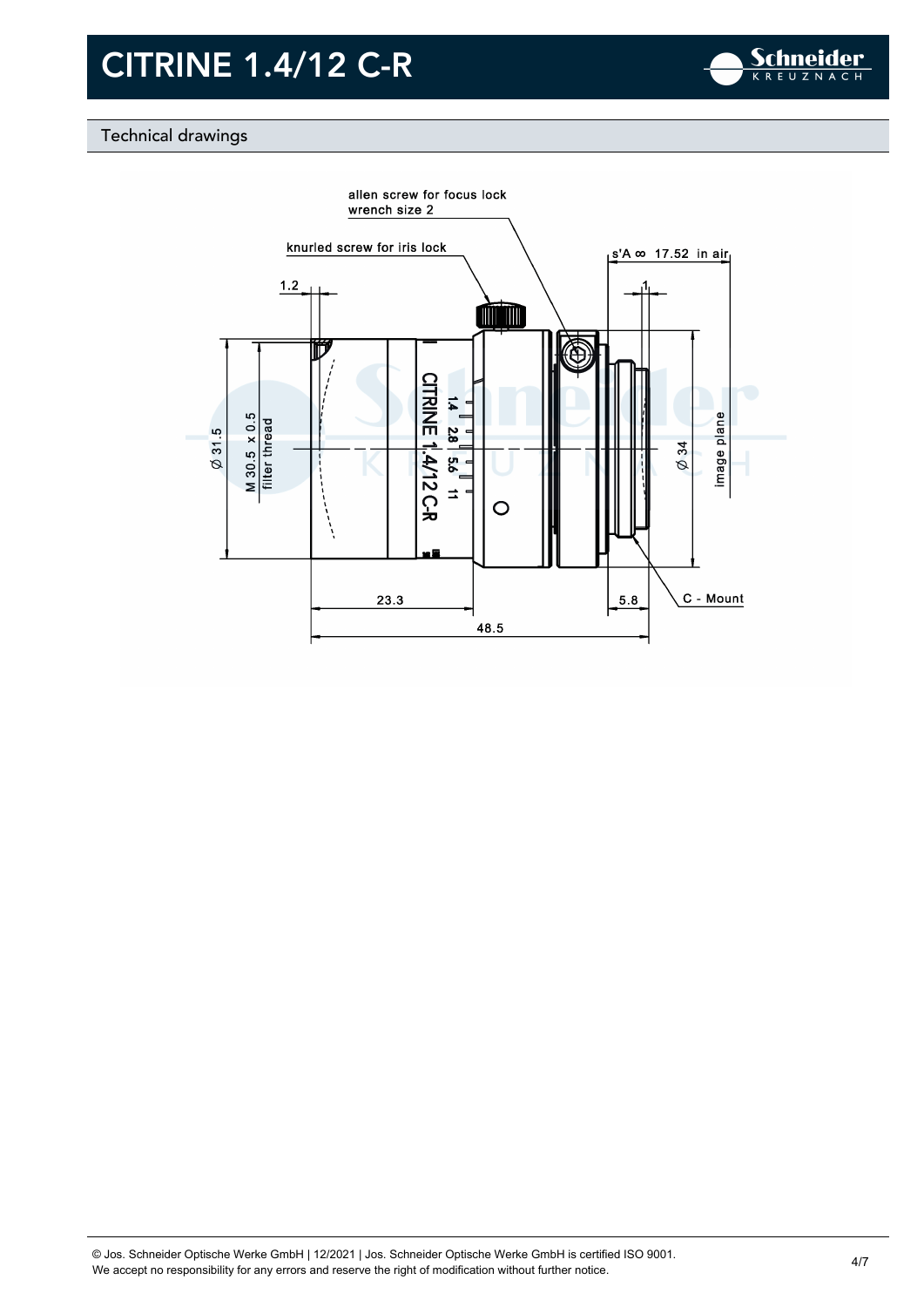# CITRINE 1.4/12 C-R

## Technical drawings

allen screw for focus lock
wrench size 2

knurled screw for iris lock

s'A ∞ 17.52 in air

1.2

1

Ø 31.5

M 30.5 x 0.5
filter thread

CITRINE 1.4/12 C-R

1.4 2.8 5.6 11

Ø 34

image plane

23.3

5.8

C - Mount

48.5

© Jos. Schneider Optische Werke GmbH | 12/2021 | Jos. Schneider Optische Werke GmbH is certified ISO 9001.
We accept no responsibility for any errors and reserve the right of modification without further notice.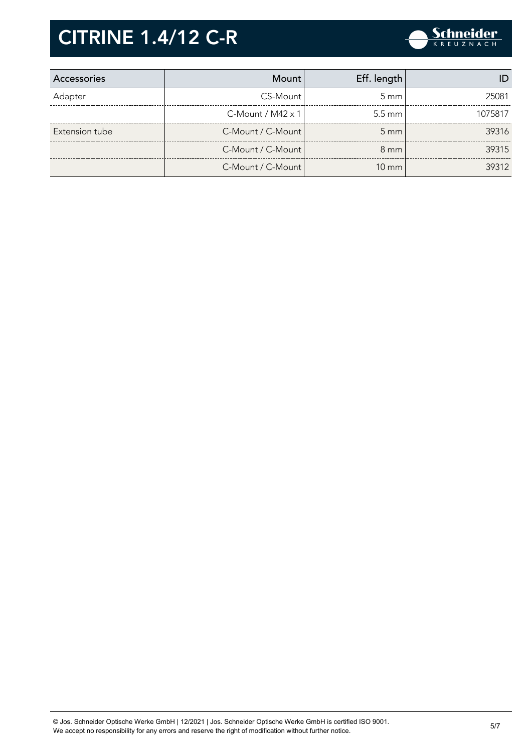# CITRINE 1.4/12 C-R

| Accessories | Mount | Eff. length | ID |
|---|---|---|---|
| Adapter | CS-Mount | 5 mm | 25081 |
| | C-Mount / M42 x 1 | 5.5 mm | 1075817 |
| Extension tube | C-Mount / C-Mount | 5 mm | 39316 |
| | C-Mount / C-Mount | 8 mm | 39315 |
| | C-Mount / C-Mount | 10 mm | 39312 |

© Jos. Schneider Optische Werke GmbH | 12/2021 | Jos. Schneider Optische Werke GmbH is certified ISO 9001.
We accept no responsibility for any errors and reserve the right of modification without further notice.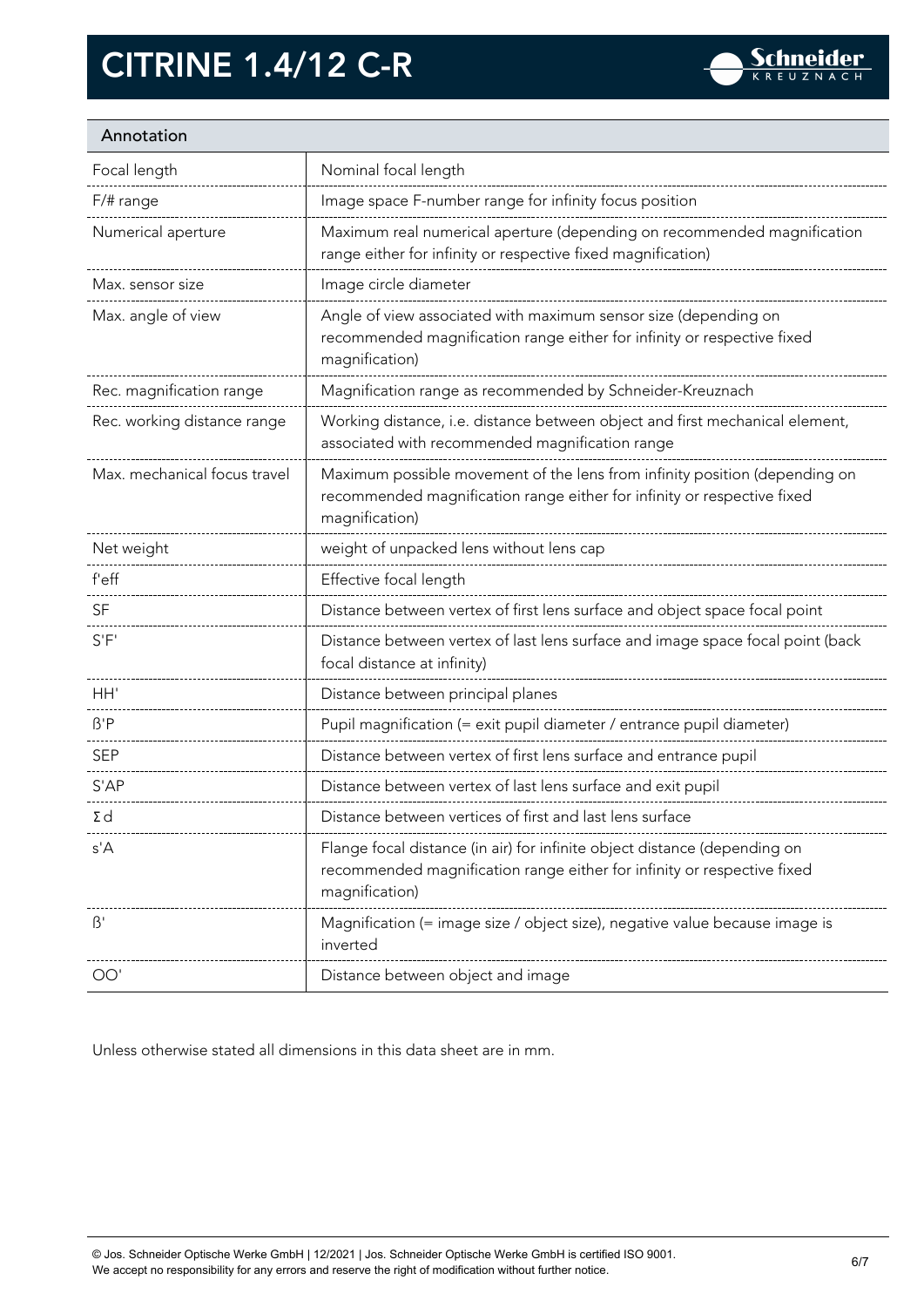# CITRINE 1.4/12 C-R

| Annotation | |
|---|---|
| Focal length | Nominal focal length |
| F/# range | Image space F-number range for infinity focus position |
| Numerical aperture | Maximum real numerical aperture (depending on recommended magnification range either for infinity or respective fixed magnification) |
| Max. sensor size | Image circle diameter |
| Max. angle of view | Angle of view associated with maximum sensor size (depending on recommended magnification range either for infinity or respective fixed magnification) |
| Rec. magnification range | Magnification range as recommended by Schneider-Kreuznach |
| Rec. working distance range | Working distance, i.e. distance between object and first mechanical element, associated with recommended magnification range |
| Max. mechanical focus travel | Maximum possible movement of the lens from infinity position (depending on recommended magnification range either for infinity or respective fixed magnification) |
| Net weight | weight of unpacked lens without lens cap |
| f'eff | Effective focal length |
| SF | Distance between vertex of first lens surface and object space focal point |
| S'F' | Distance between vertex of last lens surface and image space focal point (back focal distance at infinity) |
| HH' | Distance between principal planes |
| ß'P | Pupil magnification (= exit pupil diameter / entrance pupil diameter) |
| SEP | Distance between vertex of first lens surface and entrance pupil |
| S'AP | Distance between vertex of last lens surface and exit pupil |
| Σ d | Distance between vertices of first and last lens surface |
| s'A | Flange focal distance (in air) for infinite object distance (depending on recommended magnification range either for infinity or respective fixed magnification) |
| ß' | Magnification (= image size / object size), negative value because image is inverted |
| OO' | Distance between object and image |

Unless otherwise stated all dimensions in this data sheet are in mm.

© Jos. Schneider Optische Werke GmbH | 12/2021 | Jos. Schneider Optische Werke GmbH is certified ISO 9001.
We accept no responsibility for any errors and reserve the right of modification without further notice.